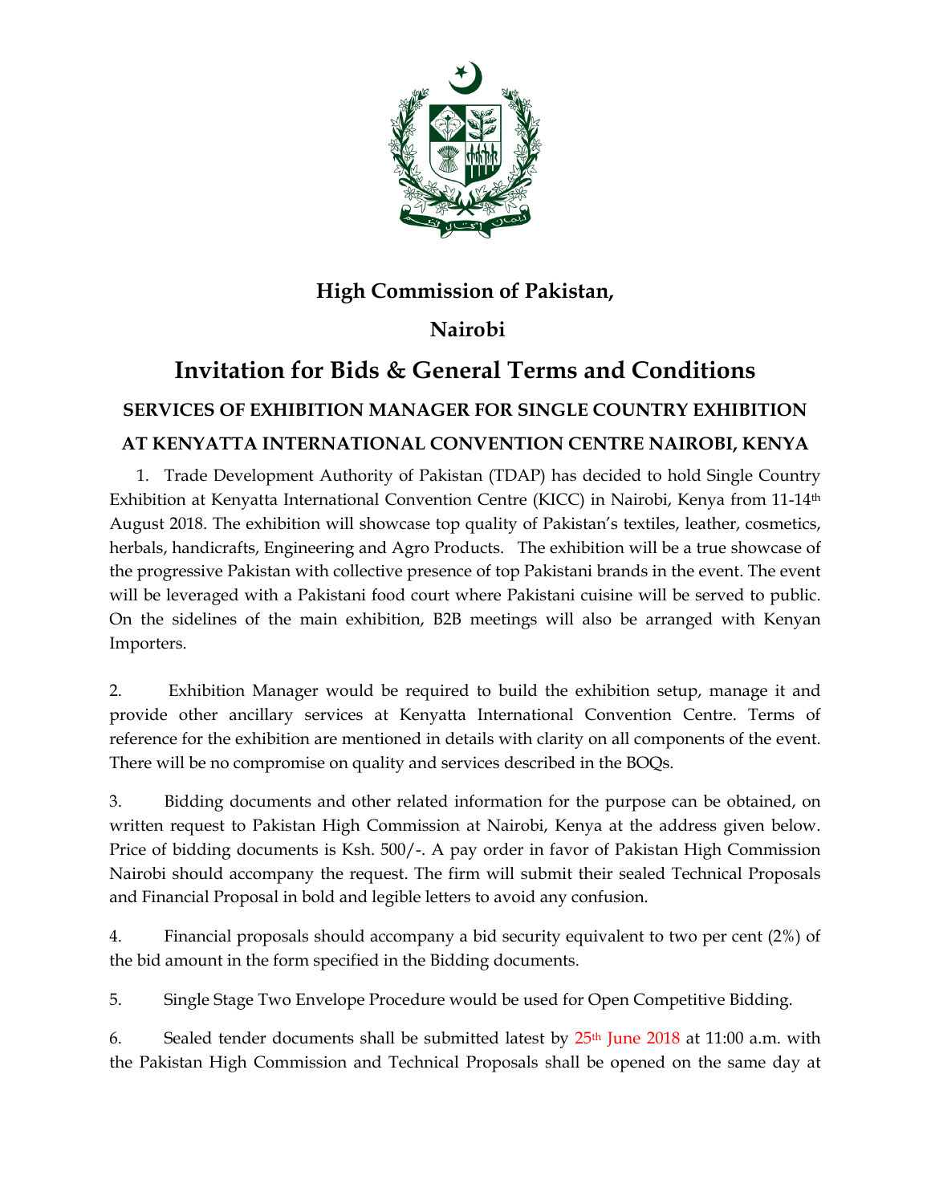# High Commission of Pakistan,

# Nairobi

## Invitation for Bids & General Terms and Conditions

### SERVICES OF EXHIBITION MANAGER FOR SINGLE COUNTRY EXHIBITION AT KENYATTA INTERNATIONAL CONVENTION CENTRE NAIROBI, KENYA

1. Trade Development Authority of Pakistan (TDAP) has decided to hold Single Country Exhibition at Kenyatta International Convention Centre (KICC) in Nairobi, Kenya from 11-14th August 2018. The exhibition will showcase top quality of Pakistan's textiles, leather, cosmetics, herbals, handicrafts, Engineering and Agro Products. The exhibition will be a true showcase of the progressive Pakistan with collective presence of top Pakistani brands in the event. The event will be leveraged with a Pakistani food court where Pakistani cuisine will be served to public. On the sidelines of the main exhibition, B2B meetings will also be arranged with Kenyan Importers.

2. Exhibition Manager would be required to build the exhibition setup, manage it and provide other ancillary services at Kenyatta International Convention Centre. Terms of reference for the exhibition are mentioned in details with clarity on all components of the event. There will be no compromise on quality and services described in the BOQs.

3. Bidding documents and other related information for the purpose can be obtained, on written request to Pakistan High Commission at Nairobi, Kenya at the address given below. Price of bidding documents is Ksh. 500/-. A pay order in favor of Pakistan High Commission Nairobi should accompany the request. The firm will submit their sealed Technical Proposals and Financial Proposal in bold and legible letters to avoid any confusion.

4. Financial proposals should accompany a bid security equivalent to two per cent (2%) of the bid amount in the form specified in the Bidding documents.

5. Single Stage Two Envelope Procedure would be used for Open Competitive Bidding.

6. Sealed tender documents shall be submitted latest by 25th June 2018 at 11:00 a.m. with the Pakistan High Commission and Technical Proposals shall be opened on the same day at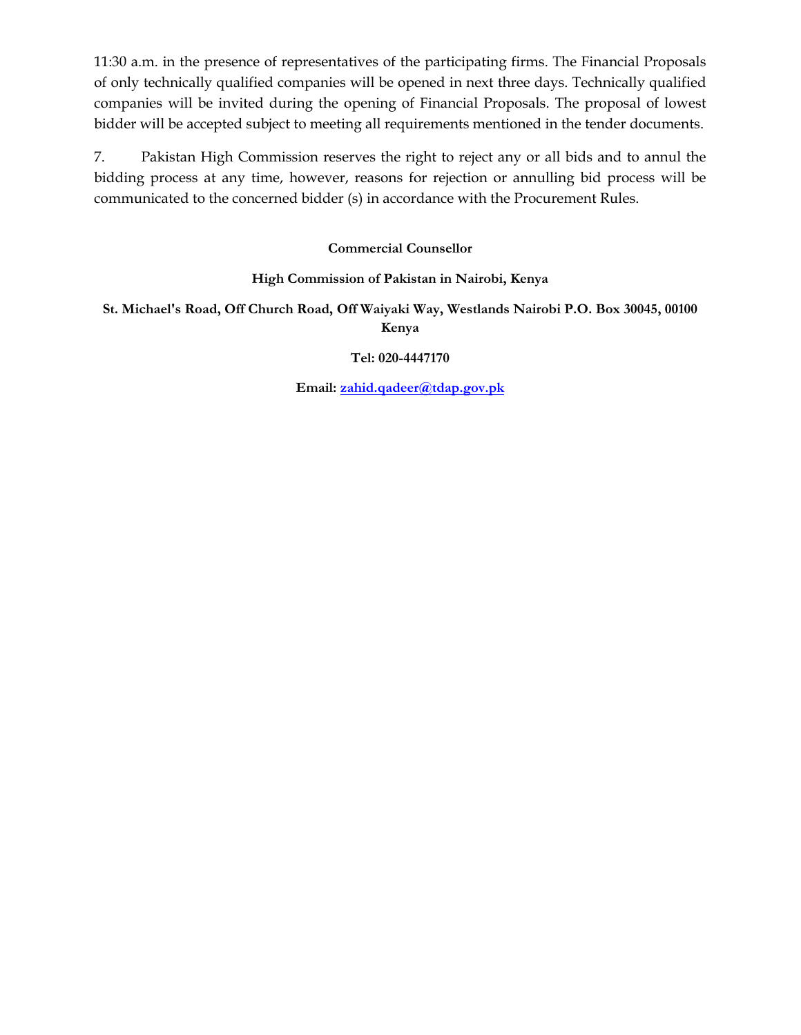11:30 a.m. in the presence of representatives of the participating firms. The Financial Proposals of only technically qualified companies will be opened in next three days. Technically qualified companies will be invited during the opening of Financial Proposals. The proposal of lowest bidder will be accepted subject to meeting all requirements mentioned in the tender documents.

7. Pakistan High Commission reserves the right to reject any or all bids and to annul the bidding process at any time, however, reasons for rejection or annulling bid process will be communicated to the concerned bidder (s) in accordance with the Procurement Rules.

**Commercial Counsellor**

**High Commission of Pakistan in Nairobi, Kenya**

**St. Michael's Road, Off Church Road, Off Waiyaki Way, Westlands Nairobi P.O. Box 30045, 00100 Kenya**

**Tel: 020-4447170**

**Email: zahid.qadeer@tdap.gov.pk**